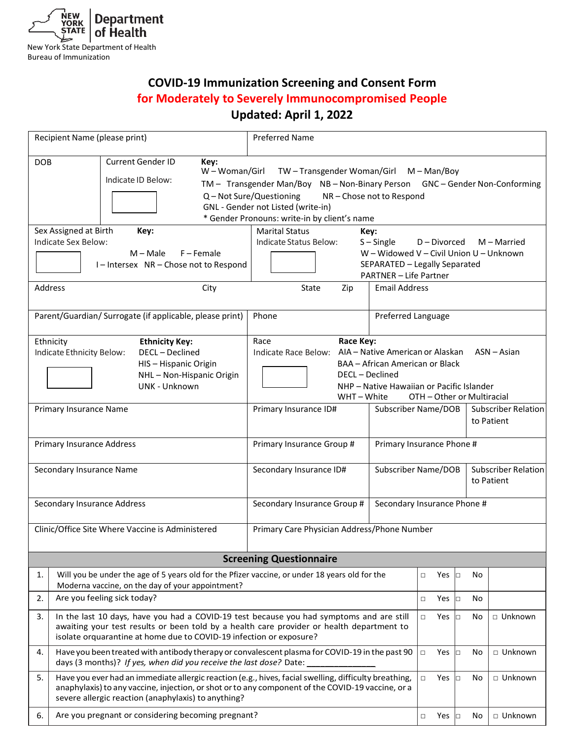New York State Department of Health
Bureau of Immunization

# COVID-19 Immunization Screening and Consent Form

## for Moderately to Severely Immunocompromised People

## Updated: April 1, 2022

| | | | |
|---|---|---|---|
| Recipient Name (please print) | | Preferred Name | |
| DOB | Current Gender ID<br>Indicate ID Below: | **Key:**<br>W – Woman/Girl TW – Transgender Woman/Girl M – Man/Boy<br>TM – Transgender Man/Boy NB – Non-Binary Person GNC – Gender Non-Conforming<br>Q – Not Sure/Questioning NR – Chose not to Respond<br>GNL - Gender not Listed (write-in)<br>* Gender Pronouns: write-in by client's name | |
| Sex Assigned at Birth<br>Indicate Sex Below: | **Key:**<br>M – Male F – Female<br>I – Intersex NR – Chose not to Respond | Marital Status<br>Indicate Status Below: | **Key:**<br>S – Single D – Divorced M – Married<br>W – Widowed V – Civil Union U – Unknown<br>SEPARATED – Legally Separated<br>PARTNER – Life Partner |
| Address | City | State Zip | Email Address |
| Parent/Guardian/ Surrogate (if applicable, please print) | | Phone | Preferred Language |
| Ethnicity<br>Indicate Ethnicity Below: | **Ethnicity Key:**<br>DECL – Declined<br>HIS – Hispanic Origin<br>NHL – Non-Hispanic Origin<br>UNK - Unknown | Race<br>Indicate Race Below: | **Race Key:**<br>AIA – Native American or Alaskan ASN – Asian<br>BAA – African American or Black<br>DECL – Declined<br>NHP – Native Hawaiian or Pacific Islander<br>WHT – White OTH – Other or Multiracial |
| Primary Insurance Name | Primary Insurance ID# | Subscriber Name/DOB | Subscriber Relation to Patient |
| Primary Insurance Address | Primary Insurance Group # | Primary Insurance Phone # | |
| Secondary Insurance Name | Secondary Insurance ID# | Subscriber Name/DOB | Subscriber Relation to Patient |
| Secondary Insurance Address | Secondary Insurance Group # | Secondary Insurance Phone # | |
| Clinic/Office Site Where Vaccine is Administered | | Primary Care Physician Address/Phone Number | |

### Screening Questionnaire

| # | Question | Yes | No | Unknown |
|---|---|---|---|---|
| 1. | Will you be under the age of 5 years old for the Pfizer vaccine, or under 18 years old for the Moderna vaccine, on the day of your appointment? | □ Yes | □ No | |
| 2. | Are you feeling sick today? | □ Yes | □ No | |
| 3. | In the last 10 days, have you had a COVID-19 test because you had symptoms and are still awaiting your test results or been told by a health care provider or health department to isolate orquarantine at home due to COVID-19 infection or exposure? | □ Yes | □ No | □ Unknown |
| 4. | Have you been treated with antibody therapy or convalescent plasma for COVID-19 in the past 90 days (3 months)? *If yes, when did you receive the last dose?* Date: _______________ | □ Yes | □ No | □ Unknown |
| 5. | Have you ever had an immediate allergic reaction (e.g., hives, facial swelling, difficulty breathing, anaphylaxis) to any vaccine, injection, or shot or to any component of the COVID-19 vaccine, or a severe allergic reaction (anaphylaxis) to anything? | □ Yes | □ No | □ Unknown |
| 6. | Are you pregnant or considering becoming pregnant? | □ Yes | □ No | □ Unknown |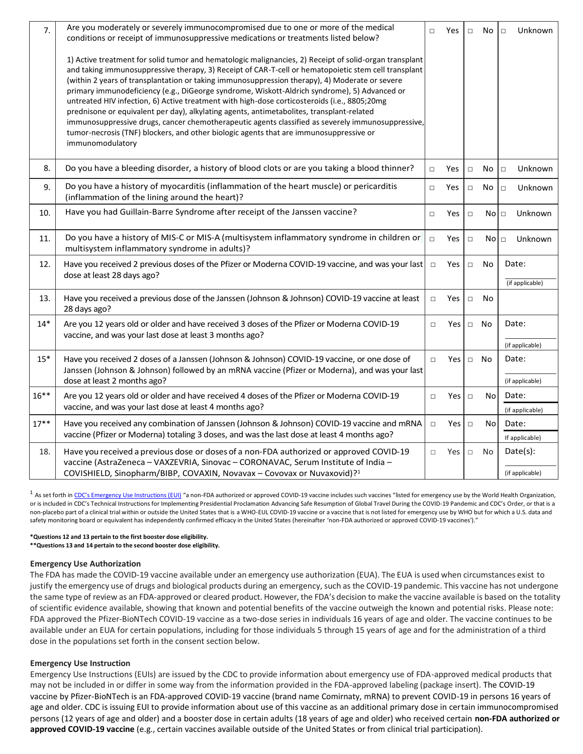| | | | | |
|---|---|---|---|---|
| 7. | Are you moderately or severely immunocompromised due to one or more of the medical conditions or receipt of immunosuppressive medications or treatments listed below?<br><br>1) Active treatment for solid tumor and hematologic malignancies, 2) Receipt of solid-organ transplant and taking immunosuppressive therapy, 3) Receipt of CAR-T-cell or hematopoietic stem cell transplant (within 2 years of transplantation or taking immunosuppression therapy), 4) Moderate or severe primary immunodeficiency (e.g., DiGeorge syndrome, Wiskott-Aldrich syndrome), 5) Advanced or untreated HIV infection, 6) Active treatment with high-dose corticosteroids (i.e., 8805;20mg prednisone or equivalent per day), alkylating agents, antimetabolites, transplant-related immunosuppressive drugs, cancer chemotherapeutic agents classified as severely immunosuppressive, tumor-necrosis (TNF) blockers, and other biologic agents that are immunosuppressive or immunomodulatory | □ Yes | □ No | □ Unknown |
| 8. | Do you have a bleeding disorder, a history of blood clots or are you taking a blood thinner? | □ Yes | □ No | □ Unknown |
| 9. | Do you have a history of myocarditis (inflammation of the heart muscle) or pericarditis (inflammation of the lining around the heart)? | □ Yes | □ No | □ Unknown |
| 10. | Have you had Guillain-Barre Syndrome after receipt of the Janssen vaccine? | □ Yes | □ No | □ Unknown |
| 11. | Do you have a history of MIS-C or MIS-A (multisystem inflammatory syndrome in children or multisystem inflammatory syndrome in adults)? | □ Yes | □ No | □ Unknown |
| 12. | Have you received 2 previous doses of the Pfizer or Moderna COVID-19 vaccine, and was your last dose at least 28 days ago? | □ Yes | □ No | Date: ______ (if applicable) |
| 13. | Have you received a previous dose of the Janssen (Johnson & Johnson) COVID-19 vaccine at least 28 days ago? | □ Yes | □ No | |
| 14* | Are you 12 years old or older and have received 3 doses of the Pfizer or Moderna COVID-19 vaccine, and was your last dose at least 3 months ago? | □ Yes | □ No | Date: ______ (if applicable) |
| 15* | Have you received 2 doses of a Janssen (Johnson & Johnson) COVID-19 vaccine, or one dose of Janssen (Johnson & Johnson) followed by an mRNA vaccine (Pfizer or Moderna), and was your last dose at least 2 months ago? | □ Yes | □ No | Date: ______ (if applicable) |
| 16** | Are you 12 years old or older and have received 4 doses of the Pfizer or Moderna COVID-19 vaccine, and was your last dose at least 4 months ago? | □ Yes | □ No | Date: ______ (if applicable) |
| 17** | Have you received any combination of Janssen (Johnson & Johnson) COVID-19 vaccine and mRNA vaccine (Pfizer or Moderna) totaling 3 doses, and was the last dose at least 4 months ago? | □ Yes | □ No | Date: ______ If applicable) |
| 18. | Have you received a previous dose or doses of a non-FDA authorized or approved COVID-19 vaccine (AstraZeneca – VAXZEVRIA, Sinovac – CORONAVAC, Serum Institute of India – COVISHIELD, Sinopharm/BIBP, COVAXIN, Novavax – Covovax or Nuvaxovid)?[1] | □ Yes | □ No | Date(s): ______ (if applicable) |

[1] As set forth in CDC's Emergency Use Instructions (EUI) "a non-FDA authorized or approved COVID-19 vaccine includes such vaccines "listed for emergency use by the World Health Organization, or is included in CDC's Technical Instructions for Implementing Presidential Proclamation Advancing Safe Resumption of Global Travel During the COVID-19 Pandemic and CDC's Order, or that is a non-placebo part of a clinical trial within or outside the United States that is a WHO-EUL COVID-19 vaccine or a vaccine that is not listed for emergency use by WHO but for which a U.S. data and safety monitoring board or equivalent has independently confirmed efficacy in the United States (hereinafter 'non-FDA authorized or approved COVID-19 vaccines')."

**\*Questions 12 and 13 pertain to the first booster dose eligibility.**
**\*\*Questions 13 and 14 pertain to the second booster dose eligibility.**

#### Emergency Use Authorization

The FDA has made the COVID-19 vaccine available under an emergency use authorization (EUA). The EUA is used when circumstances exist to justify the emergency use of drugs and biological products during an emergency, such as the COVID-19 pandemic. This vaccine has not undergone the same type of review as an FDA-approved or cleared product. However, the FDA's decision to make the vaccine available is based on the totality of scientific evidence available, showing that known and potential benefits of the vaccine outweigh the known and potential risks. Please note: FDA approved the Pfizer-BioNTech COVID-19 vaccine as a two-dose series in individuals 16 years of age and older. The vaccine continues to be available under an EUA for certain populations, including for those individuals 5 through 15 years of age and for the administration of a third dose in the populations set forth in the consent section below.

#### Emergency Use Instruction

Emergency Use Instructions (EUIs) are issued by the CDC to provide information about emergency use of FDA-approved medical products that may not be included in or differ in some way from the information provided in the FDA-approved labeling (package insert). The COVID-19 vaccine by Pfizer-BioNTech is an FDA-approved COVID-19 vaccine (brand name Comirnaty, mRNA) to prevent COVID-19 in persons 16 years of age and older. CDC is issuing EUI to provide information about use of this vaccine as an additional primary dose in certain immunocompromised persons (12 years of age and older) and a booster dose in certain adults (18 years of age and older) who received certain **non-FDA authorized or approved COVID-19 vaccine** (e.g., certain vaccines available outside of the United States or from clinical trial participation).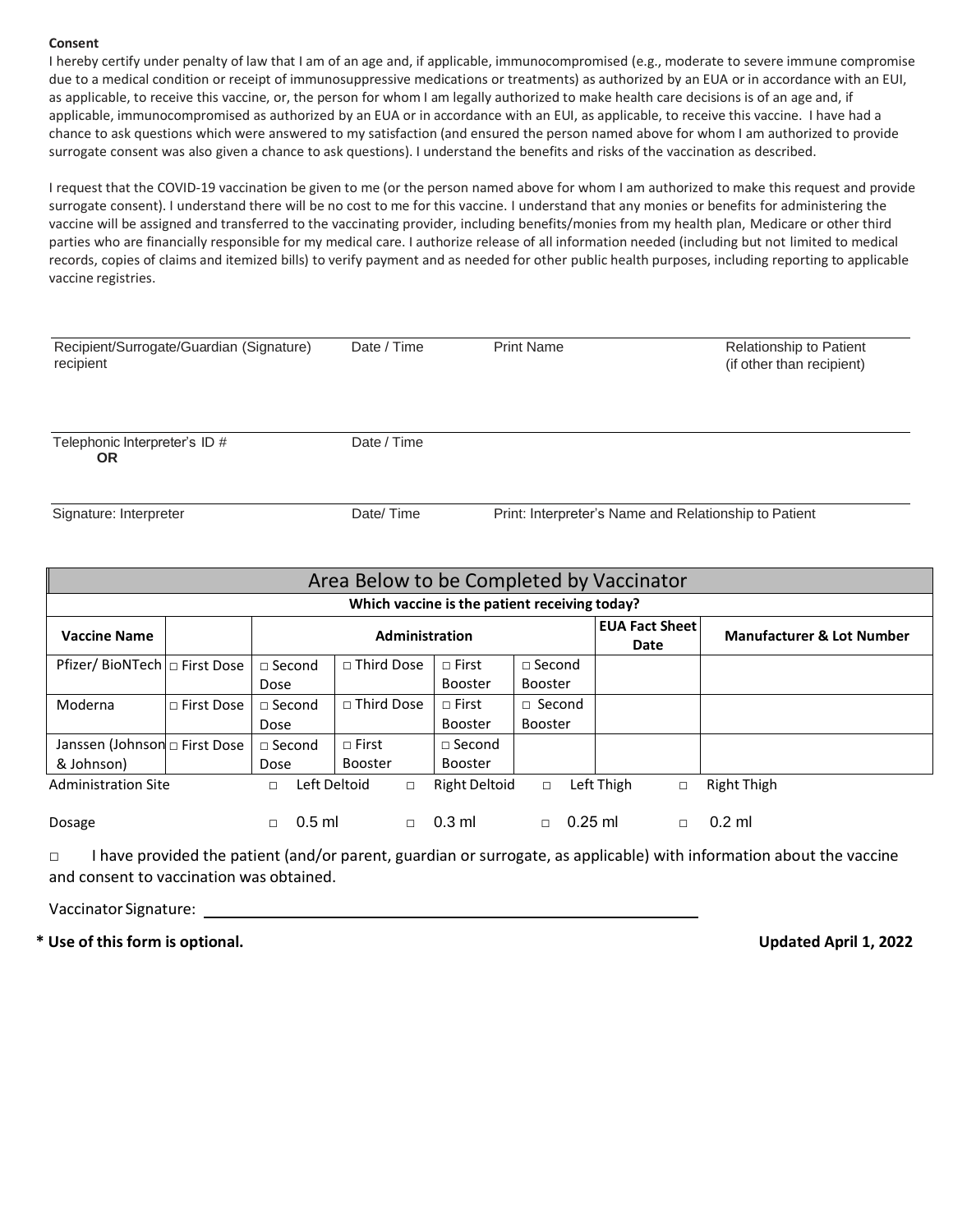**Consent**

I hereby certify under penalty of law that I am of an age and, if applicable, immunocompromised (e.g., moderate to severe immune compromise due to a medical condition or receipt of immunosuppressive medications or treatments) as authorized by an EUA or in accordance with an EUI, as applicable, to receive this vaccine, or, the person for whom I am legally authorized to make health care decisions is of an age and, if applicable, immunocompromised as authorized by an EUA or in accordance with an EUI, as applicable, to receive this vaccine. I have had a chance to ask questions which were answered to my satisfaction (and ensured the person named above for whom I am authorized to provide surrogate consent was also given a chance to ask questions). I understand the benefits and risks of the vaccination as described.

I request that the COVID-19 vaccination be given to me (or the person named above for whom I am authorized to make this request and provide surrogate consent). I understand there will be no cost to me for this vaccine. I understand that any monies or benefits for administering the vaccine will be assigned and transferred to the vaccinating provider, including benefits/monies from my health plan, Medicare or other third parties who are financially responsible for my medical care. I authorize release of all information needed (including but not limited to medical records, copies of claims and itemized bills) to verify payment and as needed for other public health purposes, including reporting to applicable vaccine registries.

| Recipient/Surrogate/Guardian (Signature) recipient | Date / Time | Print Name | Relationship to Patient (if other than recipient) |
|---|---|---|---|

| Telephonic Interpreter's ID # **OR** | Date / Time |
|---|---|

| Signature: Interpreter | Date/ Time | Print: Interpreter's Name and Relationship to Patient |
|---|---|---|

## Area Below to be Completed by Vaccinator

**Which vaccine is the patient receiving today?**

| Vaccine Name | | Administration | | | | EUA Fact Sheet Date | Manufacturer & Lot Number |
|---|---|---|---|---|---|---|---|
| Pfizer/ BioNTech | □ First Dose | □ Second Dose | □ Third Dose | □ First Booster | □ Second Booster | | |
| Moderna | □ First Dose | □ Second Dose | □ Third Dose | □ First Booster | □ Second Booster | | |
| Janssen (Johnson & Johnson) | □ First Dose | □ Second Dose | □ First Booster | □ Second Booster | | | |

Administration Site □ Left Deltoid □ Right Deltoid □ Left Thigh □ Right Thigh

Dosage □ 0.5 ml □ 0.3 ml □ 0.25 ml □ 0.2 ml

□ I have provided the patient (and/or parent, guardian or surrogate, as applicable) with information about the vaccine and consent to vaccination was obtained.

Vaccinator Signature: ______________________________

**\* Use of this form is optional.**

**Updated April 1, 2022**